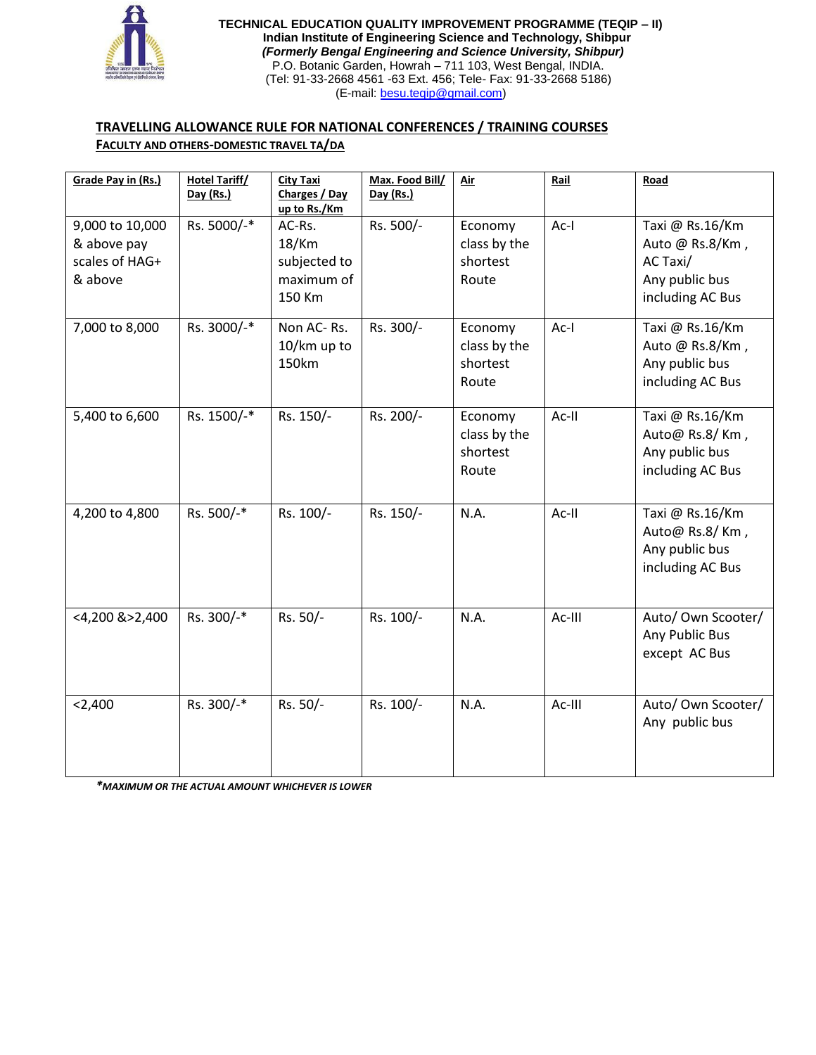**TECHNICAL EDUCATION QUALITY IMPROVEMENT PROGRAMME (TEQIP – II)**
**Indian Institute of Engineering Science and Technology, Shibpur**
***(Formerly Bengal Engineering and Science University, Shibpur)***
P.O. Botanic Garden, Howrah – 711 103, West Bengal, INDIA.
(Tel: 91-33-2668 4561 -63 Ext. 456; Tele- Fax: 91-33-2668 5186)
(E-mail: besu.teqip@gmail.com)

## TRAVELLING ALLOWANCE RULE FOR NATIONAL CONFERENCES / TRAINING COURSES

### FACULTY AND OTHERS-DOMESTIC TRAVEL TA/DA

| Grade Pay in (Rs.) | Hotel Tariff/ Day (Rs.) | City Taxi Charges / Day up to Rs./Km | Max. Food Bill/ Day (Rs.) | Air | Rail | Road |
|---|---|---|---|---|---|---|
| 9,000 to 10,000 & above pay scales of HAG+ & above | Rs. 5000/-* | AC-Rs. 18/Km subjected to maximum of 150 Km | Rs. 500/- | Economy class by the shortest Route | Ac-I | Taxi @ Rs.16/Km Auto @ Rs.8/Km , AC Taxi/ Any public bus including AC Bus |
| 7,000 to 8,000 | Rs. 3000/-* | Non AC- Rs. 10/km up to 150km | Rs. 300/- | Economy class by the shortest Route | Ac-I | Taxi @ Rs.16/Km Auto @ Rs.8/Km , Any public bus including AC Bus |
| 5,400 to 6,600 | Rs. 1500/-* | Rs. 150/- | Rs. 200/- | Economy class by the shortest Route | Ac-II | Taxi @ Rs.16/Km Auto@ Rs.8/ Km , Any public bus including AC Bus |
| 4,200 to 4,800 | Rs. 500/-* | Rs. 100/- | Rs. 150/- | N.A. | Ac-II | Taxi @ Rs.16/Km Auto@ Rs.8/ Km , Any public bus including AC Bus |
| <4,200 &>2,400 | Rs. 300/-* | Rs. 50/- | Rs. 100/- | N.A. | Ac-III | Auto/ Own Scooter/ Any Public Bus except AC Bus |
| <2,400 | Rs. 300/-* | Rs. 50/- | Rs. 100/- | N.A. | Ac-III | Auto/ Own Scooter/ Any public bus |

****MAXIMUM OR THE ACTUAL AMOUNT WHICHEVER IS LOWER***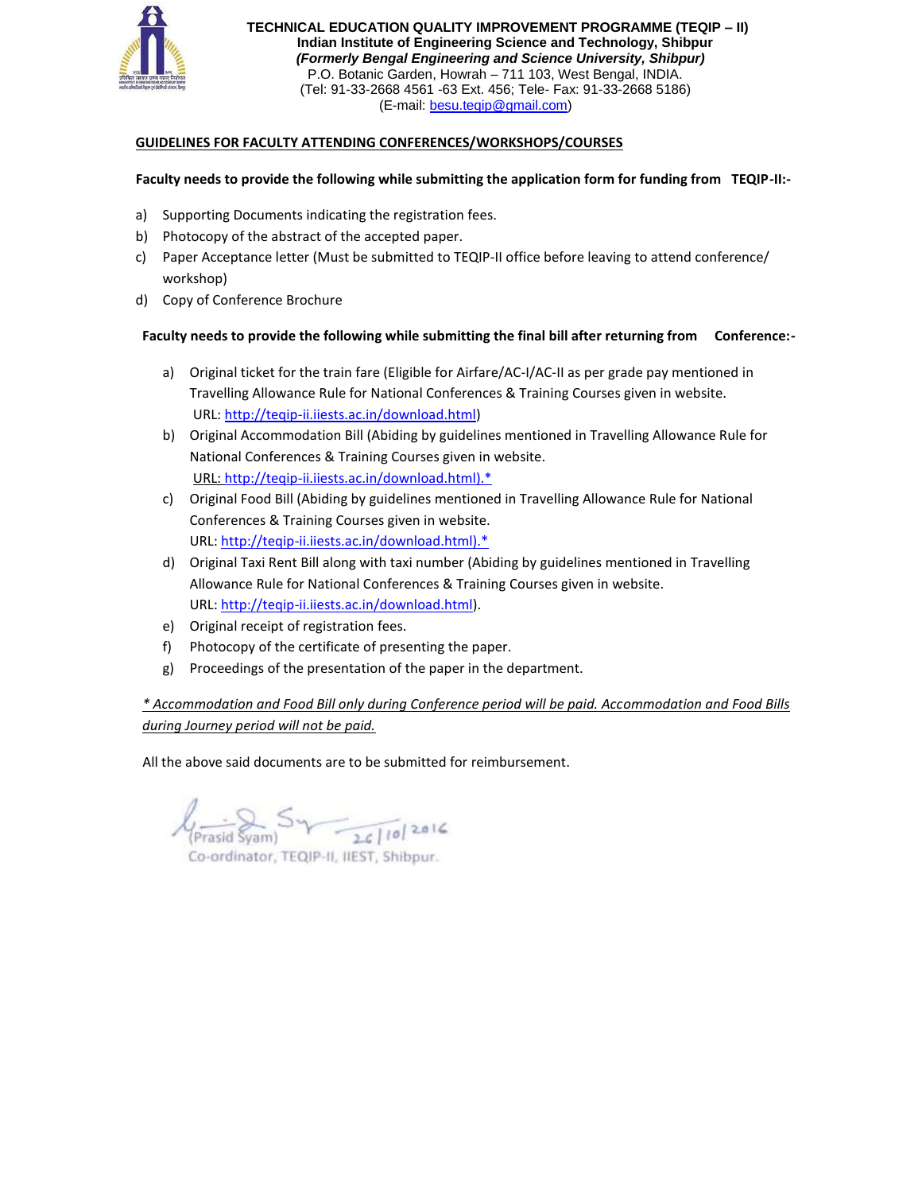**TECHNICAL EDUCATION QUALITY IMPROVEMENT PROGRAMME (TEQIP – II)**
**Indian Institute of Engineering Science and Technology, Shibpur**
***(Formerly Bengal Engineering and Science University, Shibpur)***
P.O. Botanic Garden, Howrah – 711 103, West Bengal, INDIA.
(Tel: 91-33-2668 4561 -63 Ext. 456; Tele- Fax: 91-33-2668 5186)
(E-mail: besu.teqip@gmail.com)

## GUIDELINES FOR FACULTY ATTENDING CONFERENCES/WORKSHOPS/COURSES

**Faculty needs to provide the following while submitting the application form for funding from TEQIP-II:-**

a) Supporting Documents indicating the registration fees.
b) Photocopy of the abstract of the accepted paper.
c) Paper Acceptance letter (Must be submitted to TEQIP-II office before leaving to attend conference/ workshop)
d) Copy of Conference Brochure

**Faculty needs to provide the following while submitting the final bill after returning from Conference:-**

a) Original ticket for the train fare (Eligible for Airfare/AC-I/AC-II as per grade pay mentioned in Travelling Allowance Rule for National Conferences & Training Courses given in website. URL: http://teqip-ii.iiests.ac.in/download.html)
b) Original Accommodation Bill (Abiding by guidelines mentioned in Travelling Allowance Rule for National Conferences & Training Courses given in website. URL: http://teqip-ii.iiests.ac.in/download.html).*
c) Original Food Bill (Abiding by guidelines mentioned in Travelling Allowance Rule for National Conferences & Training Courses given in website. URL: http://teqip-ii.iiests.ac.in/download.html).*
d) Original Taxi Rent Bill along with taxi number (Abiding by guidelines mentioned in Travelling Allowance Rule for National Conferences & Training Courses given in website. URL: http://teqip-ii.iiests.ac.in/download.html).
e) Original receipt of registration fees.
f) Photocopy of the certificate of presenting the paper.
g) Proceedings of the presentation of the paper in the department.

*\* Accommodation and Food Bill only during Conference period will be paid. Accommodation and Food Bills during Journey period will not be paid.*

All the above said documents are to be submitted for reimbursement.

(Prasid Syam) 26/10/2016
Co-ordinator, TEQIP-II, IIEST, Shibpur.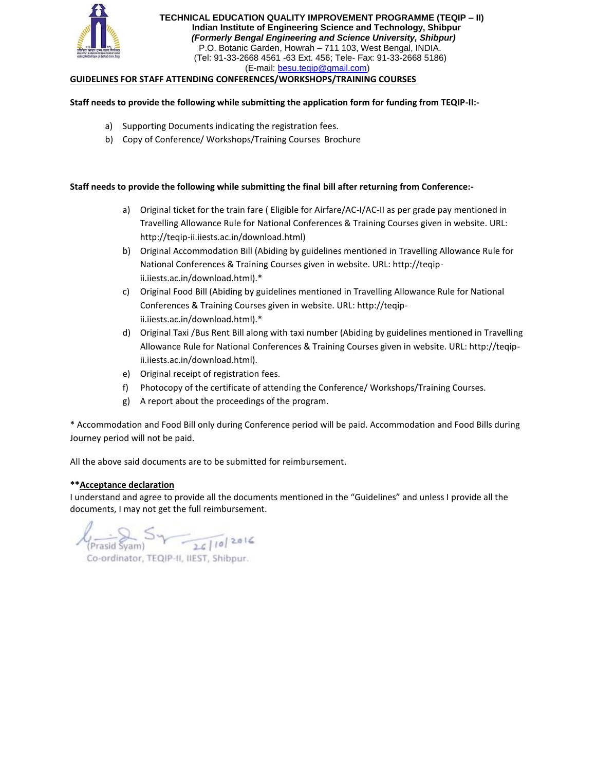**TECHNICAL EDUCATION QUALITY IMPROVEMENT PROGRAMME (TEQIP – II)**
**Indian Institute of Engineering Science and Technology, Shibpur**
***(Formerly Bengal Engineering and Science University, Shibpur)***
P.O. Botanic Garden, Howrah – 711 103, West Bengal, INDIA.
(Tel: 91-33-2668 4561 -63 Ext. 456; Tele- Fax: 91-33-2668 5186)
(E-mail: besu.teqip@gmail.com)

## GUIDELINES FOR STAFF ATTENDING CONFERENCES/WORKSHOPS/TRAINING COURSES

**Staff needs to provide the following while submitting the application form for funding from TEQIP-II:-**

a) Supporting Documents indicating the registration fees.
b) Copy of Conference/ Workshops/Training Courses Brochure

**Staff needs to provide the following while submitting the final bill after returning from Conference:-**

a) Original ticket for the train fare ( Eligible for Airfare/AC-I/AC-II as per grade pay mentioned in Travelling Allowance Rule for National Conferences & Training Courses given in website. URL: http://teqip-ii.iiests.ac.in/download.html)
b) Original Accommodation Bill (Abiding by guidelines mentioned in Travelling Allowance Rule for National Conferences & Training Courses given in website. URL: http://teqip-ii.iiests.ac.in/download.html).*
c) Original Food Bill (Abiding by guidelines mentioned in Travelling Allowance Rule for National Conferences & Training Courses given in website. URL: http://teqip-ii.iiests.ac.in/download.html).*
d) Original Taxi /Bus Rent Bill along with taxi number (Abiding by guidelines mentioned in Travelling Allowance Rule for National Conferences & Training Courses given in website. URL: http://teqip-ii.iiests.ac.in/download.html).
e) Original receipt of registration fees.
f) Photocopy of the certificate of attending the Conference/ Workshops/Training Courses.
g) A report about the proceedings of the program.

* Accommodation and Food Bill only during Conference period will be paid. Accommodation and Food Bills during Journey period will not be paid.

All the above said documents are to be submitted for reimbursement.

****Acceptance declaration**
I understand and agree to provide all the documents mentioned in the "Guidelines" and unless I provide all the documents, I may not get the full reimbursement.

(Prasid Syam) 26/10/2016
Co-ordinator, TEQIP-II, IIEST, Shibpur.